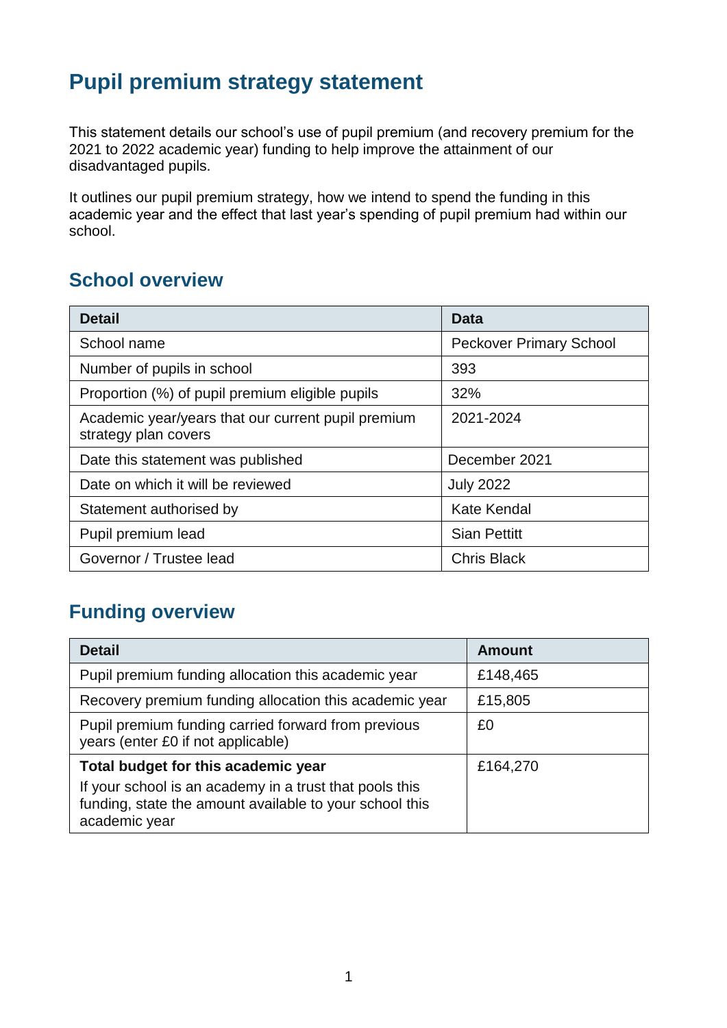# Pupil premium strategy statement

This statement details our school's use of pupil premium (and recovery premium for the 2021 to 2022 academic year) funding to help improve the attainment of our disadvantaged pupils.

It outlines our pupil premium strategy, how we intend to spend the funding in this academic year and the effect that last year's spending of pupil premium had within our school.

## School overview

| Detail | Data |
|---|---|
| School name | Peckover Primary School |
| Number of pupils in school | 393 |
| Proportion (%) of pupil premium eligible pupils | 32% |
| Academic year/years that our current pupil premium strategy plan covers | 2021-2024 |
| Date this statement was published | December 2021 |
| Date on which it will be reviewed | July 2022 |
| Statement authorised by | Kate Kendal |
| Pupil premium lead | Sian Pettitt |
| Governor / Trustee lead | Chris Black |

## Funding overview

| Detail | Amount |
|---|---|
| Pupil premium funding allocation this academic year | £148,465 |
| Recovery premium funding allocation this academic year | £15,805 |
| Pupil premium funding carried forward from previous years (enter £0 if not applicable) | £0 |
| **Total budget for this academic year**<br>If your school is an academy in a trust that pools this funding, state the amount available to your school this academic year | £164,270 |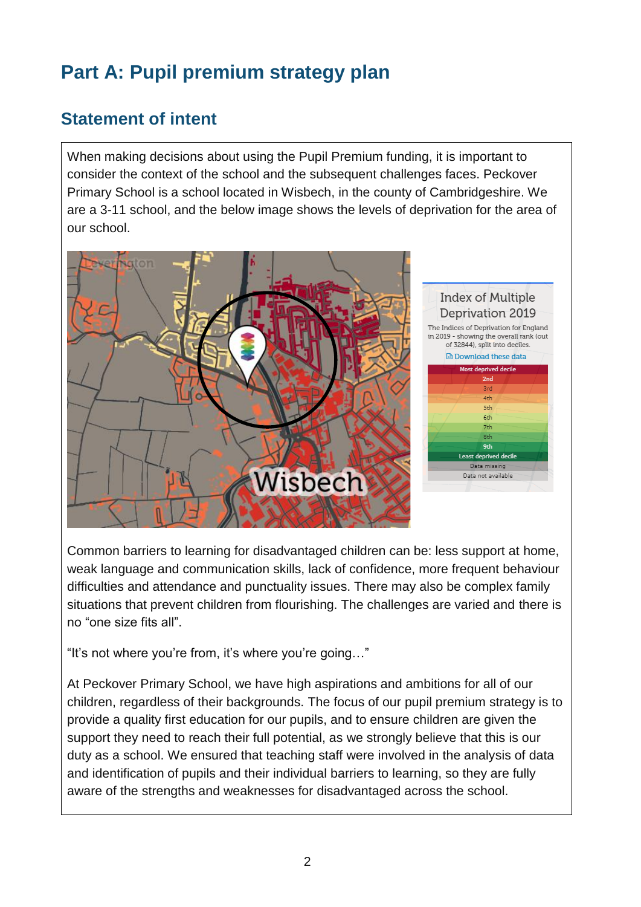# Part A: Pupil premium strategy plan

## Statement of intent

When making decisions about using the Pupil Premium funding, it is important to consider the context of the school and the subsequent challenges faces. Peckover Primary School is a school located in Wisbech, in the county of Cambridgeshire. We are a 3-11 school, and the below image shows the levels of deprivation for the area of our school.

Leverington

Wisbech

Index of Multiple Deprivation 2019

The Indices of Deprivation for England in 2019 - showing the overall rank (out of 32844), split into deciles.

Download these data

Most deprived decile

2nd

3rd

4th

5th

6th

7th

8th

9th

Least deprived decile

Data missing

Data not available

Common barriers to learning for disadvantaged children can be: less support at home, weak language and communication skills, lack of confidence, more frequent behaviour difficulties and attendance and punctuality issues. There may also be complex family situations that prevent children from flourishing. The challenges are varied and there is no "one size fits all".

"It's not where you're from, it's where you're going…"

At Peckover Primary School, we have high aspirations and ambitions for all of our children, regardless of their backgrounds. The focus of our pupil premium strategy is to provide a quality first education for our pupils, and to ensure children are given the support they need to reach their full potential, as we strongly believe that this is our duty as a school. We ensured that teaching staff were involved in the analysis of data and identification of pupils and their individual barriers to learning, so they are fully aware of the strengths and weaknesses for disadvantaged across the school.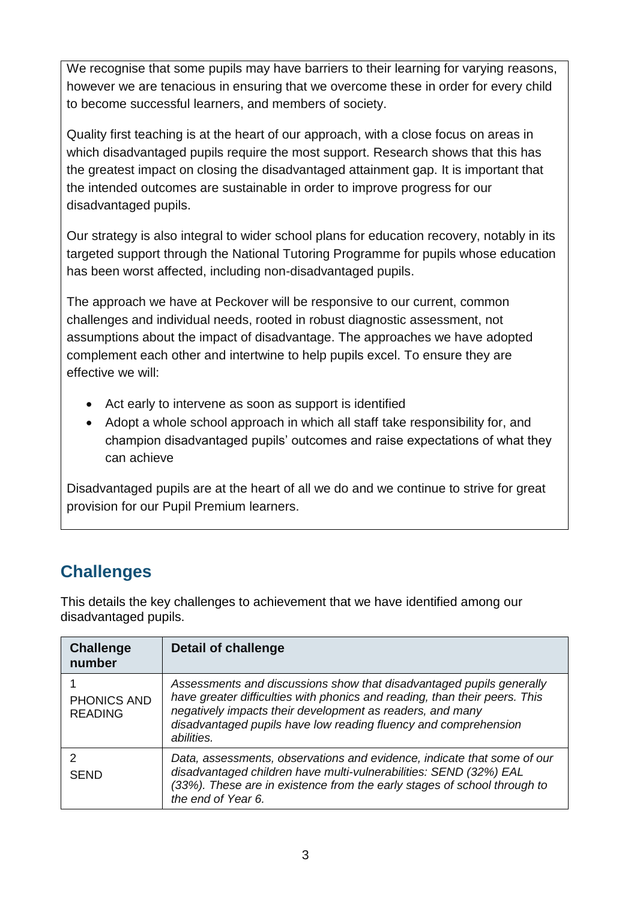We recognise that some pupils may have barriers to their learning for varying reasons, however we are tenacious in ensuring that we overcome these in order for every child to become successful learners, and members of society.

Quality first teaching is at the heart of our approach, with a close focus on areas in which disadvantaged pupils require the most support. Research shows that this has the greatest impact on closing the disadvantaged attainment gap. It is important that the intended outcomes are sustainable in order to improve progress for our disadvantaged pupils.

Our strategy is also integral to wider school plans for education recovery, notably in its targeted support through the National Tutoring Programme for pupils whose education has been worst affected, including non-disadvantaged pupils.

The approach we have at Peckover will be responsive to our current, common challenges and individual needs, rooted in robust diagnostic assessment, not assumptions about the impact of disadvantage. The approaches we have adopted complement each other and intertwine to help pupils excel. To ensure they are effective we will:

- Act early to intervene as soon as support is identified
- Adopt a whole school approach in which all staff take responsibility for, and champion disadvantaged pupils' outcomes and raise expectations of what they can achieve

Disadvantaged pupils are at the heart of all we do and we continue to strive for great provision for our Pupil Premium learners.

## Challenges

This details the key challenges to achievement that we have identified among our disadvantaged pupils.

| Challenge number | Detail of challenge |
|---|---|
| 1<br>PHONICS AND READING | *Assessments and discussions show that disadvantaged pupils generally have greater difficulties with phonics and reading, than their peers. This negatively impacts their development as readers, and many disadvantaged pupils have low reading fluency and comprehension abilities.* |
| 2<br>SEND | *Data, assessments, observations and evidence, indicate that some of our disadvantaged children have multi-vulnerabilities: SEND (32%) EAL (33%). These are in existence from the early stages of school through to the end of Year 6.* |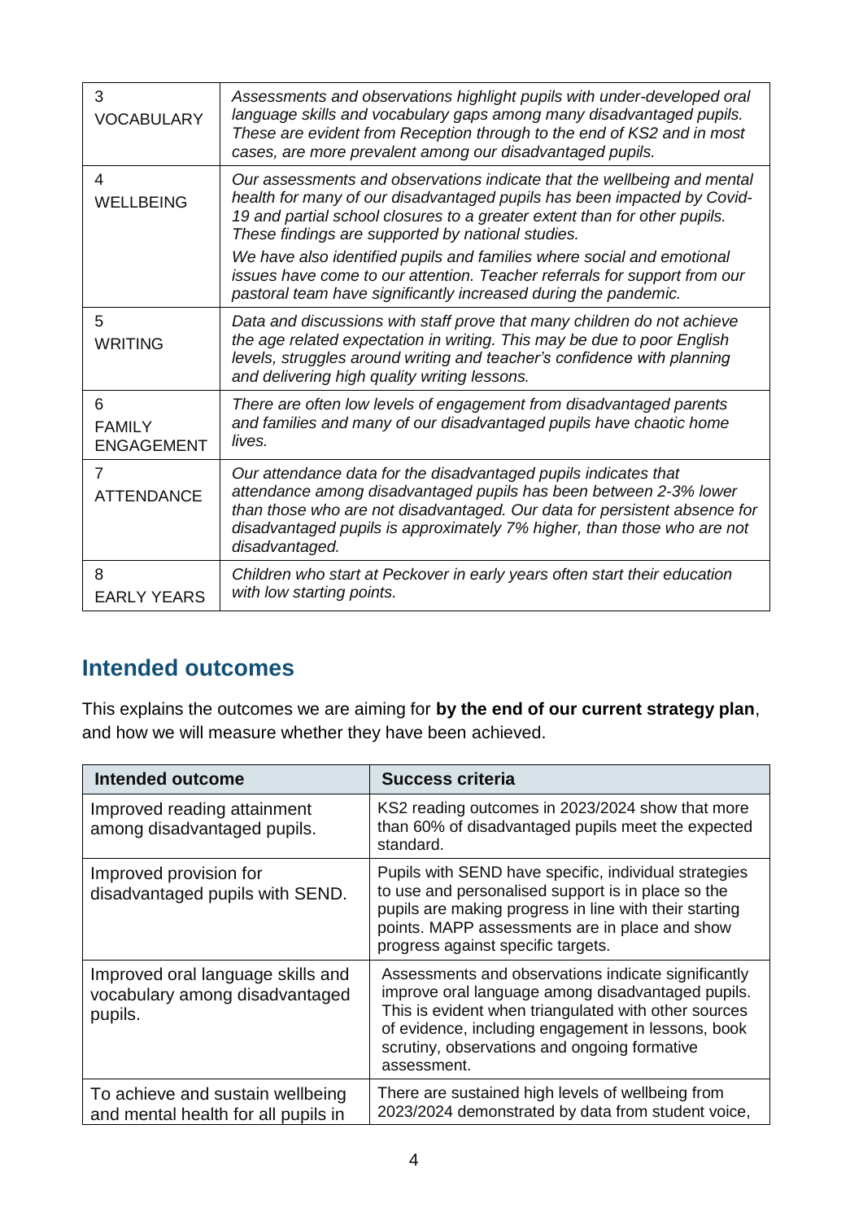| | |
|---|---|
| 3 VOCABULARY | *Assessments and observations highlight pupils with under-developed oral language skills and vocabulary gaps among many disadvantaged pupils. These are evident from Reception through to the end of KS2 and in most cases, are more prevalent among our disadvantaged pupils.* |
| 4 WELLBEING | *Our assessments and observations indicate that the wellbeing and mental health for many of our disadvantaged pupils has been impacted by Covid-19 and partial school closures to a greater extent than for other pupils. These findings are supported by national studies.* *We have also identified pupils and families where social and emotional issues have come to our attention. Teacher referrals for support from our pastoral team have significantly increased during the pandemic.* |
| 5 WRITING | *Data and discussions with staff prove that many children do not achieve the age related expectation in writing. This may be due to poor English levels, struggles around writing and teacher's confidence with planning and delivering high quality writing lessons.* |
| 6 FAMILY ENGAGEMENT | *There are often low levels of engagement from disadvantaged parents and families and many of our disadvantaged pupils have chaotic home lives.* |
| 7 ATTENDANCE | *Our attendance data for the disadvantaged pupils indicates that attendance among disadvantaged pupils has been between 2-3% lower than those who are not disadvantaged. Our data for persistent absence for disadvantaged pupils is approximately 7% higher, than those who are not disadvantaged.* |
| 8 EARLY YEARS | *Children who start at Peckover in early years often start their education with low starting points.* |

## Intended outcomes

This explains the outcomes we are aiming for **by the end of our current strategy plan**, and how we will measure whether they have been achieved.

| Intended outcome | Success criteria |
|---|---|
| Improved reading attainment among disadvantaged pupils. | KS2 reading outcomes in 2023/2024 show that more than 60% of disadvantaged pupils meet the expected standard. |
| Improved provision for disadvantaged pupils with SEND. | Pupils with SEND have specific, individual strategies to use and personalised support is in place so the pupils are making progress in line with their starting points. MAPP assessments are in place and show progress against specific targets. |
| Improved oral language skills and vocabulary among disadvantaged pupils. | Assessments and observations indicate significantly improve oral language among disadvantaged pupils. This is evident when triangulated with other sources of evidence, including engagement in lessons, book scrutiny, observations and ongoing formative assessment. |
| To achieve and sustain wellbeing and mental health for all pupils in | There are sustained high levels of wellbeing from 2023/2024 demonstrated by data from student voice, |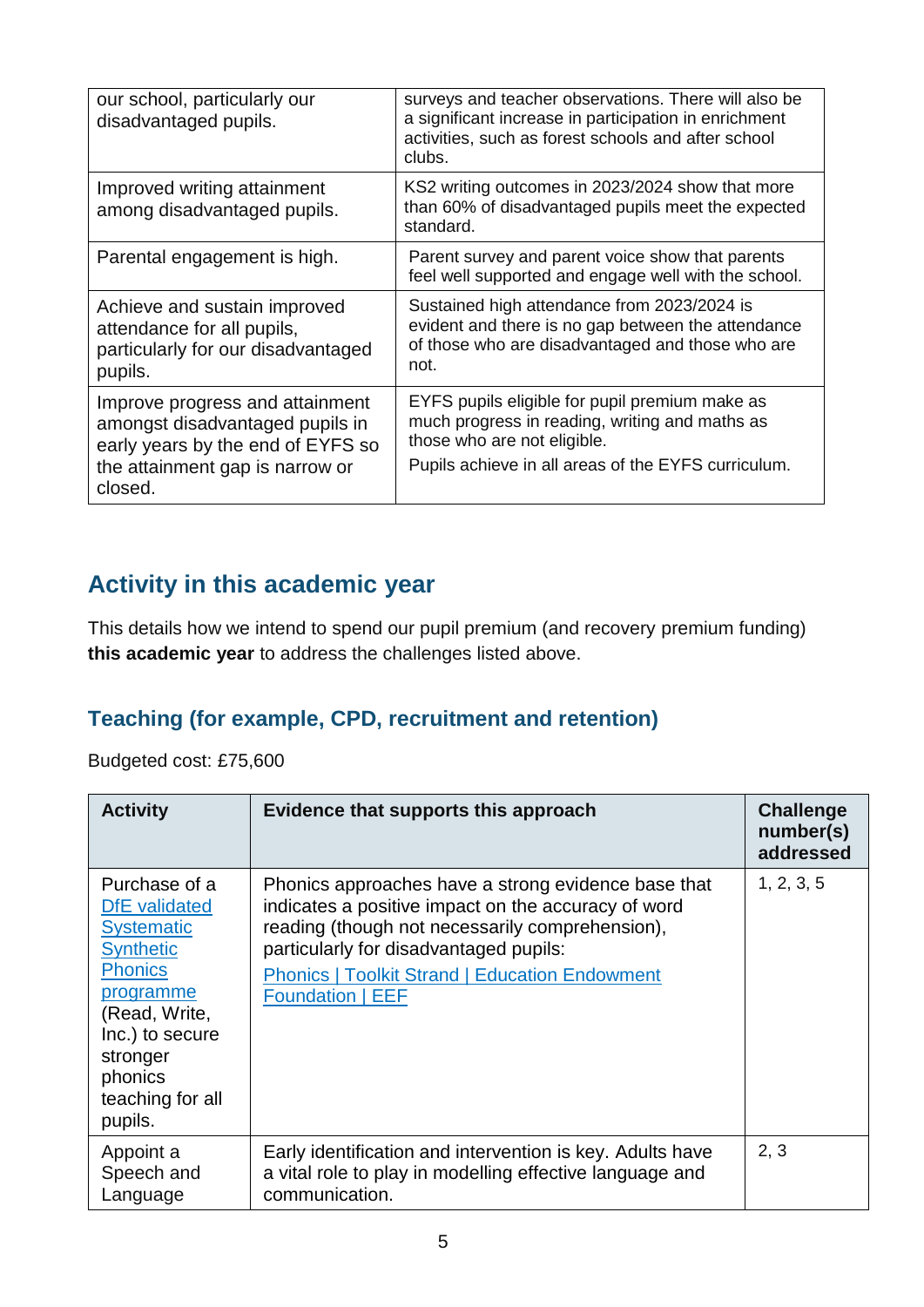| | |
|---|---|
| our school, particularly our disadvantaged pupils. | surveys and teacher observations. There will also be a significant increase in participation in enrichment activities, such as forest schools and after school clubs. |
| Improved writing attainment among disadvantaged pupils. | KS2 writing outcomes in 2023/2024 show that more than 60% of disadvantaged pupils meet the expected standard. |
| Parental engagement is high. | Parent survey and parent voice show that parents feel well supported and engage well with the school. |
| Achieve and sustain improved attendance for all pupils, particularly for our disadvantaged pupils. | Sustained high attendance from 2023/2024 is evident and there is no gap between the attendance of those who are disadvantaged and those who are not. |
| Improve progress and attainment amongst disadvantaged pupils in early years by the end of EYFS so the attainment gap is narrow or closed. | EYFS pupils eligible for pupil premium make as much progress in reading, writing and maths as those who are not eligible.<br>Pupils achieve in all areas of the EYFS curriculum. |

## Activity in this academic year

This details how we intend to spend our pupil premium (and recovery premium funding) **this academic year** to address the challenges listed above.

### Teaching (for example, CPD, recruitment and retention)

Budgeted cost: £75,600

| Activity | Evidence that supports this approach | Challenge number(s) addressed |
|---|---|---|
| Purchase of a DfE validated Systematic Synthetic Phonics programme (Read, Write, Inc.) to secure stronger phonics teaching for all pupils. | Phonics approaches have a strong evidence base that indicates a positive impact on the accuracy of word reading (though not necessarily comprehension), particularly for disadvantaged pupils:<br>Phonics \| Toolkit Strand \| Education Endowment Foundation \| EEF | 1, 2, 3, 5 |
| Appoint a Speech and Language | Early identification and intervention is key. Adults have a vital role to play in modelling effective language and communication. | 2, 3 |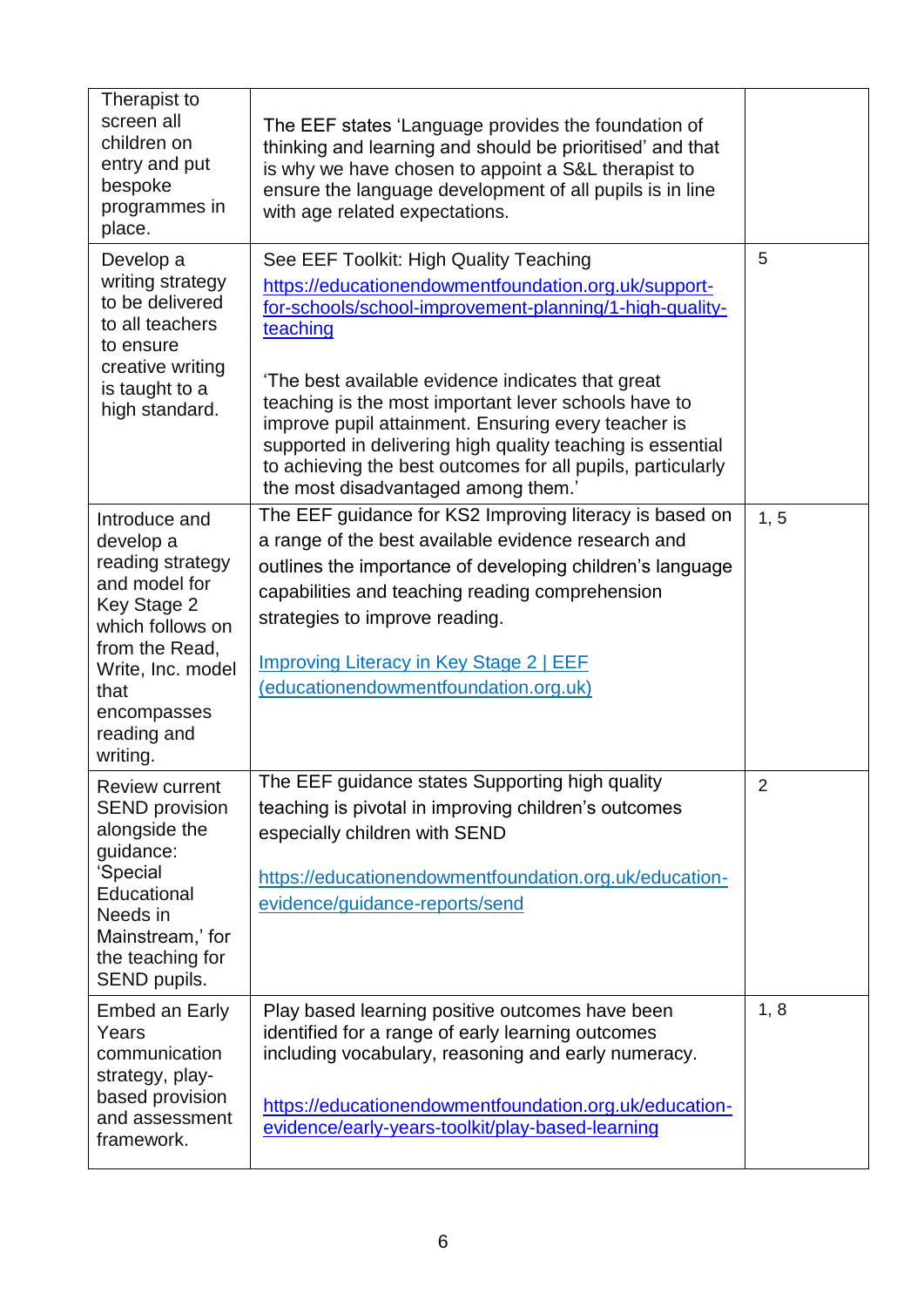| | | |
|---|---|---|
| Therapist to screen all children on entry and put bespoke programmes in place. | The EEF states 'Language provides the foundation of thinking and learning and should be prioritised' and that is why we have chosen to appoint a S&L therapist to ensure the language development of all pupils is in line with age related expectations. | |
| Develop a writing strategy to be delivered to all teachers to ensure creative writing is taught to a high standard. | See EEF Toolkit: High Quality Teaching<br>[https://educationendowmentfoundation.org.uk/support-for-schools/school-improvement-planning/1-high-quality-teaching](https://educationendowmentfoundation.org.uk/support-for-schools/school-improvement-planning/1-high-quality-teaching)<br><br>'The best available evidence indicates that great teaching is the most important lever schools have to improve pupil attainment. Ensuring every teacher is supported in delivering high quality teaching is essential to achieving the best outcomes for all pupils, particularly the most disadvantaged among them.' | 5 |
| Introduce and develop a reading strategy and model for Key Stage 2 which follows on from the Read, Write, Inc. model that encompasses reading and writing. | The EEF guidance for KS2 Improving literacy is based on a range of the best available evidence research and outlines the importance of developing children's language capabilities and teaching reading comprehension strategies to improve reading.<br><br>Improving Literacy in Key Stage 2 \| EEF (educationendowmentfoundation.org.uk) | 1, 5 |
| Review current SEND provision alongside the guidance: 'Special Educational Needs in Mainstream,' for the teaching for SEND pupils. | The EEF guidance states Supporting high quality teaching is pivotal in improving children's outcomes especially children with SEND<br><br>[https://educationendowmentfoundation.org.uk/education-evidence/guidance-reports/send](https://educationendowmentfoundation.org.uk/education-evidence/guidance-reports/send) | 2 |
| Embed an Early Years communication strategy, play-based provision and assessment framework. | Play based learning positive outcomes have been identified for a range of early learning outcomes including vocabulary, reasoning and early numeracy.<br><br>[https://educationendowmentfoundation.org.uk/education-evidence/early-years-toolkit/play-based-learning](https://educationendowmentfoundation.org.uk/education-evidence/early-years-toolkit/play-based-learning) | 1, 8 |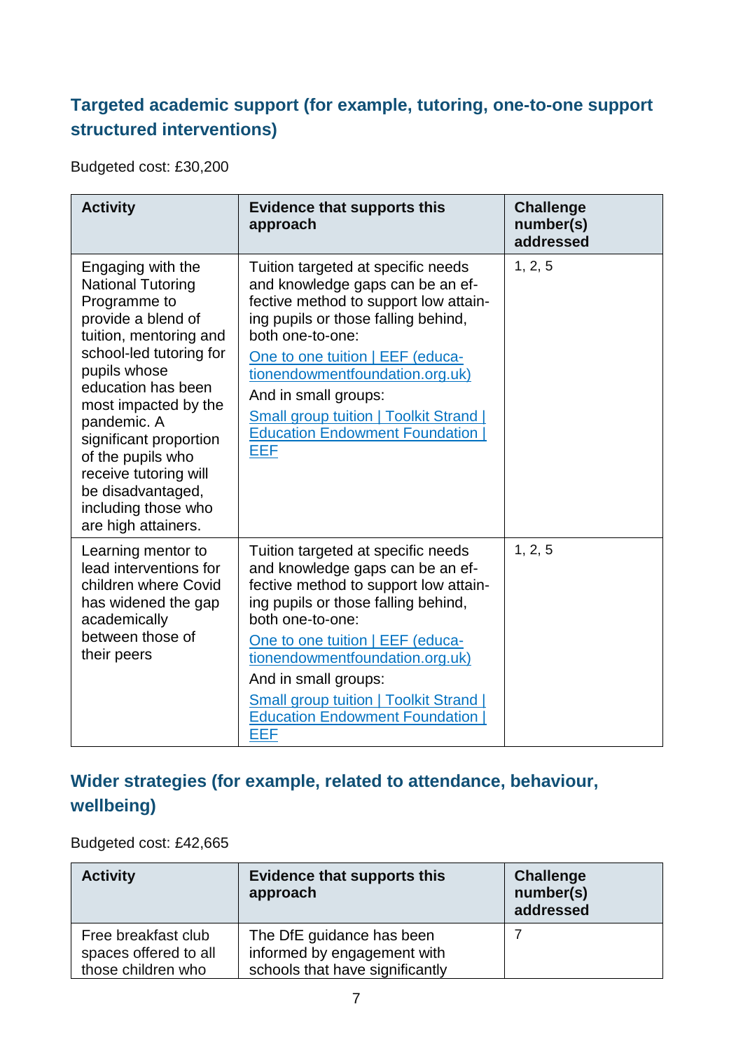## Targeted academic support (for example, tutoring, one-to-one support structured interventions)

Budgeted cost: £30,200

| Activity | Evidence that supports this approach | Challenge number(s) addressed |
| --- | --- | --- |
| Engaging with the National Tutoring Programme to provide a blend of tuition, mentoring and school-led tutoring for pupils whose education has been most impacted by the pandemic. A significant proportion of the pupils who receive tutoring will be disadvantaged, including those who are high attainers. | Tuition targeted at specific needs and knowledge gaps can be an effective method to support low attaining pupils or those falling behind, both one-to-one: [One to one tuition \| EEF (educationendowmentfoundation.org.uk)](One to one tuition \| EEF (educationendowmentfoundation.org.uk)) And in small groups: [Small group tuition \| Toolkit Strand \| Education Endowment Foundation \| EEF](Small group tuition \| Toolkit Strand \| Education Endowment Foundation \| EEF) | 1, 2, 5 |
| Learning mentor to lead interventions for children where Covid has widened the gap academically between those of their peers | Tuition targeted at specific needs and knowledge gaps can be an effective method to support low attaining pupils or those falling behind, both one-to-one: [One to one tuition \| EEF (educationendowmentfoundation.org.uk)](One to one tuition \| EEF (educationendowmentfoundation.org.uk)) And in small groups: [Small group tuition \| Toolkit Strand \| Education Endowment Foundation \| EEF](Small group tuition \| Toolkit Strand \| Education Endowment Foundation \| EEF) | 1, 2, 5 |

## Wider strategies (for example, related to attendance, behaviour, wellbeing)

Budgeted cost: £42,665

| Activity | Evidence that supports this approach | Challenge number(s) addressed |
| --- | --- | --- |
| Free breakfast club spaces offered to all those children who | The DfE guidance has been informed by engagement with schools that have significantly | 7 |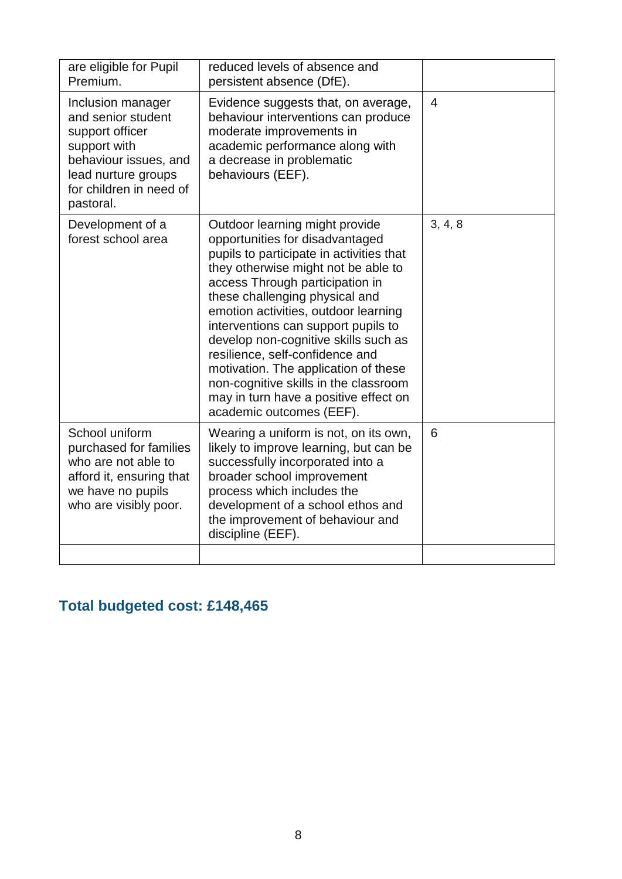| | | |
|---|---|---|
| are eligible for Pupil Premium. | reduced levels of absence and persistent absence (DfE). | |
| Inclusion manager and senior student support officer support with behaviour issues, and lead nurture groups for children in need of pastoral. | Evidence suggests that, on average, behaviour interventions can produce moderate improvements in academic performance along with a decrease in problematic behaviours (EEF). | 4 |
| Development of a forest school area | Outdoor learning might provide opportunities for disadvantaged pupils to participate in activities that they otherwise might not be able to access Through participation in these challenging physical and emotion activities, outdoor learning interventions can support pupils to develop non-cognitive skills such as resilience, self-confidence and motivation. The application of these non-cognitive skills in the classroom may in turn have a positive effect on academic outcomes (EEF). | 3, 4, 8 |
| School uniform purchased for families who are not able to afford it, ensuring that we have no pupils who are visibly poor. | Wearing a uniform is not, on its own, likely to improve learning, but can be successfully incorporated into a broader school improvement process which includes the development of a school ethos and the improvement of behaviour and discipline (EEF). | 6 |
| | | |

## Total budgeted cost: £148,465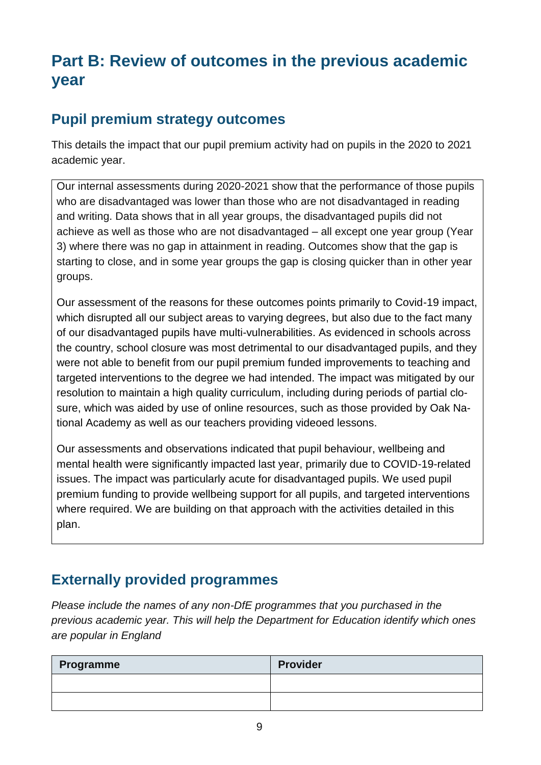# Part B: Review of outcomes in the previous academic year

## Pupil premium strategy outcomes

This details the impact that our pupil premium activity had on pupils in the 2020 to 2021 academic year.

Our internal assessments during 2020-2021 show that the performance of those pupils who are disadvantaged was lower than those who are not disadvantaged in reading and writing. Data shows that in all year groups, the disadvantaged pupils did not achieve as well as those who are not disadvantaged – all except one year group (Year 3) where there was no gap in attainment in reading. Outcomes show that the gap is starting to close, and in some year groups the gap is closing quicker than in other year groups.

Our assessment of the reasons for these outcomes points primarily to Covid-19 impact, which disrupted all our subject areas to varying degrees, but also due to the fact many of our disadvantaged pupils have multi-vulnerabilities. As evidenced in schools across the country, school closure was most detrimental to our disadvantaged pupils, and they were not able to benefit from our pupil premium funded improvements to teaching and targeted interventions to the degree we had intended. The impact was mitigated by our resolution to maintain a high quality curriculum, including during periods of partial closure, which was aided by use of online resources, such as those provided by Oak National Academy as well as our teachers providing videoed lessons.

Our assessments and observations indicated that pupil behaviour, wellbeing and mental health were significantly impacted last year, primarily due to COVID-19-related issues. The impact was particularly acute for disadvantaged pupils. We used pupil premium funding to provide wellbeing support for all pupils, and targeted interventions where required. We are building on that approach with the activities detailed in this plan.

## Externally provided programmes

*Please include the names of any non-DfE programmes that you purchased in the previous academic year. This will help the Department for Education identify which ones are popular in England*

| Programme | Provider |
| --- | --- |
| | |
| | |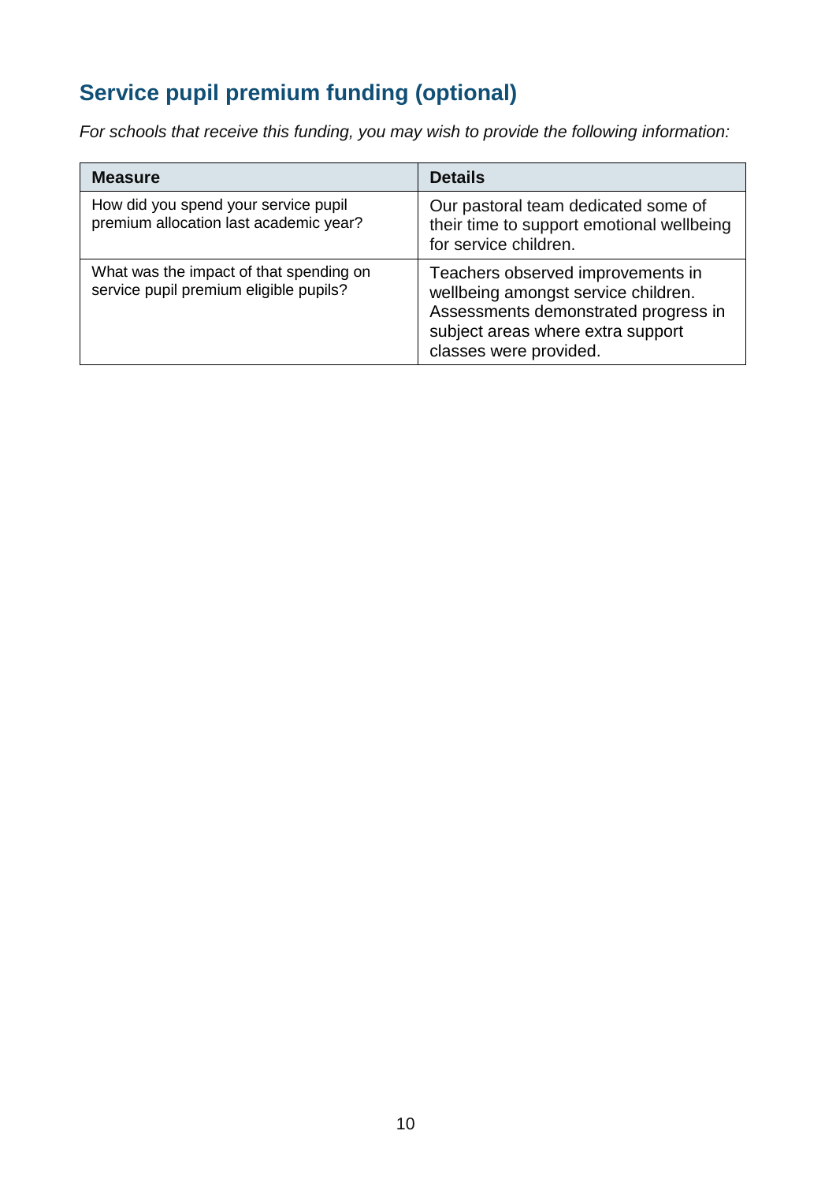## Service pupil premium funding (optional)

*For schools that receive this funding, you may wish to provide the following information:*

| Measure | Details |
|---|---|
| How did you spend your service pupil premium allocation last academic year? | Our pastoral team dedicated some of their time to support emotional wellbeing for service children. |
| What was the impact of that spending on service pupil premium eligible pupils? | Teachers observed improvements in wellbeing amongst service children. Assessments demonstrated progress in subject areas where extra support classes were provided. |